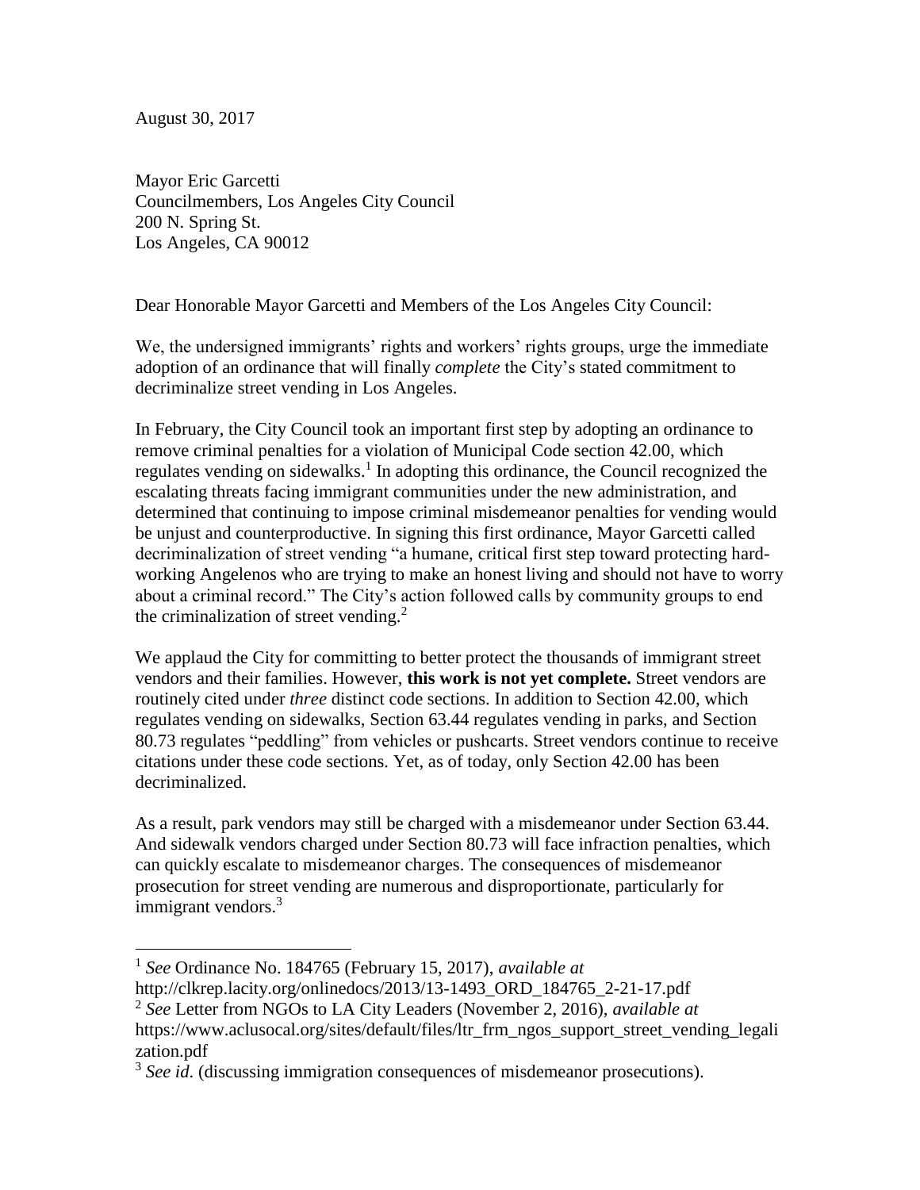August 30, 2017

Mayor Eric Garcetti
Councilmembers, Los Angeles City Council
200 N. Spring St.
Los Angeles, CA 90012

Dear Honorable Mayor Garcetti and Members of the Los Angeles City Council:

We, the undersigned immigrants' rights and workers' rights groups, urge the immediate adoption of an ordinance that will finally *complete* the City's stated commitment to decriminalize street vending in Los Angeles.

In February, the City Council took an important first step by adopting an ordinance to remove criminal penalties for a violation of Municipal Code section 42.00, which regulates vending on sidewalks.[1] In adopting this ordinance, the Council recognized the escalating threats facing immigrant communities under the new administration, and determined that continuing to impose criminal misdemeanor penalties for vending would be unjust and counterproductive. In signing this first ordinance, Mayor Garcetti called decriminalization of street vending "a humane, critical first step toward protecting hard-working Angelenos who are trying to make an honest living and should not have to worry about a criminal record." The City's action followed calls by community groups to end the criminalization of street vending.[2]

We applaud the City for committing to better protect the thousands of immigrant street vendors and their families. However, **this work is not yet complete.** Street vendors are routinely cited under *three* distinct code sections. In addition to Section 42.00, which regulates vending on sidewalks, Section 63.44 regulates vending in parks, and Section 80.73 regulates "peddling" from vehicles or pushcarts. Street vendors continue to receive citations under these code sections. Yet, as of today, only Section 42.00 has been decriminalized.

As a result, park vendors may still be charged with a misdemeanor under Section 63.44. And sidewalk vendors charged under Section 80.73 will face infraction penalties, which can quickly escalate to misdemeanor charges. The consequences of misdemeanor prosecution for street vending are numerous and disproportionate, particularly for immigrant vendors.[3]

---

[1] *See* Ordinance No. 184765 (February 15, 2017), *available at* http://clkrep.lacity.org/onlinedocs/2013/13-1493_ORD_184765_2-21-17.pdf

[2] *See* Letter from NGOs to LA City Leaders (November 2, 2016), *available at* https://www.aclusocal.org/sites/default/files/ltr_frm_ngos_support_street_vending_legalization.pdf

[3] *See id*. (discussing immigration consequences of misdemeanor prosecutions).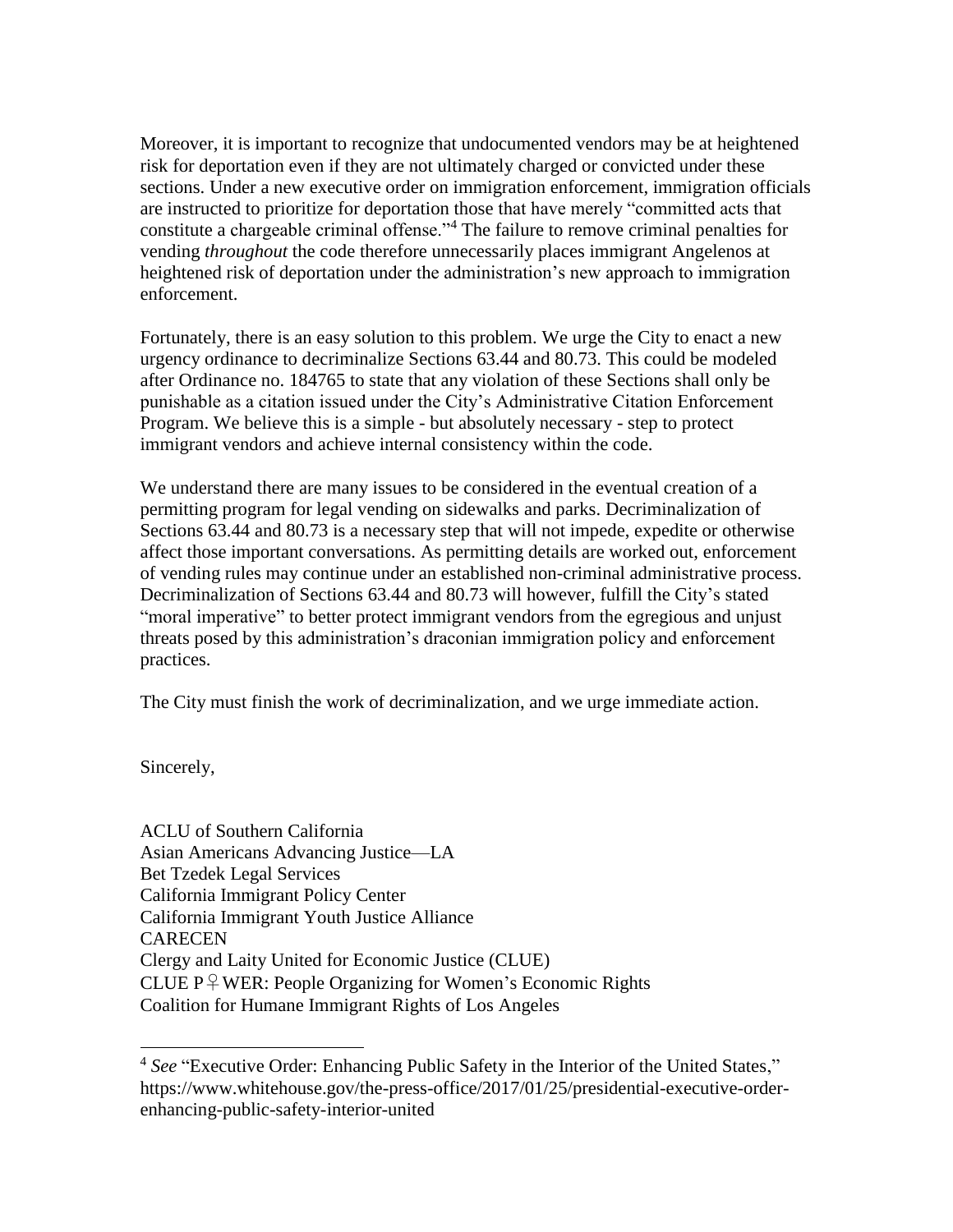Moreover, it is important to recognize that undocumented vendors may be at heightened risk for deportation even if they are not ultimately charged or convicted under these sections. Under a new executive order on immigration enforcement, immigration officials are instructed to prioritize for deportation those that have merely "committed acts that constitute a chargeable criminal offense."[4] The failure to remove criminal penalties for vending *throughout* the code therefore unnecessarily places immigrant Angelenos at heightened risk of deportation under the administration's new approach to immigration enforcement.

Fortunately, there is an easy solution to this problem. We urge the City to enact a new urgency ordinance to decriminalize Sections 63.44 and 80.73. This could be modeled after Ordinance no. 184765 to state that any violation of these Sections shall only be punishable as a citation issued under the City's Administrative Citation Enforcement Program. We believe this is a simple - but absolutely necessary - step to protect immigrant vendors and achieve internal consistency within the code.

We understand there are many issues to be considered in the eventual creation of a permitting program for legal vending on sidewalks and parks. Decriminalization of Sections 63.44 and 80.73 is a necessary step that will not impede, expedite or otherwise affect those important conversations. As permitting details are worked out, enforcement of vending rules may continue under an established non-criminal administrative process. Decriminalization of Sections 63.44 and 80.73 will however, fulfill the City's stated "moral imperative" to better protect immigrant vendors from the egregious and unjust threats posed by this administration's draconian immigration policy and enforcement practices.

The City must finish the work of decriminalization, and we urge immediate action.

Sincerely,

ACLU of Southern California
Asian Americans Advancing Justice—LA
Bet Tzedek Legal Services
California Immigrant Policy Center
California Immigrant Youth Justice Alliance
CARECEN
Clergy and Laity United for Economic Justice (CLUE)
CLUE P♀WER: People Organizing for Women's Economic Rights
Coalition for Humane Immigrant Rights of Los Angeles

---

[4] *See* "Executive Order: Enhancing Public Safety in the Interior of the United States," https://www.whitehouse.gov/the-press-office/2017/01/25/presidential-executive-order-enhancing-public-safety-interior-united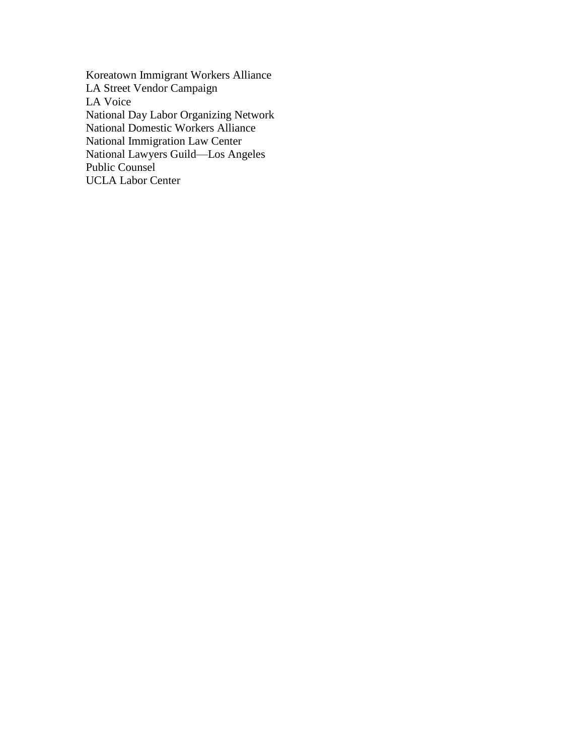Koreatown Immigrant Workers Alliance
LA Street Vendor Campaign
LA Voice
National Day Labor Organizing Network
National Domestic Workers Alliance
National Immigration Law Center
National Lawyers Guild—Los Angeles
Public Counsel
UCLA Labor Center